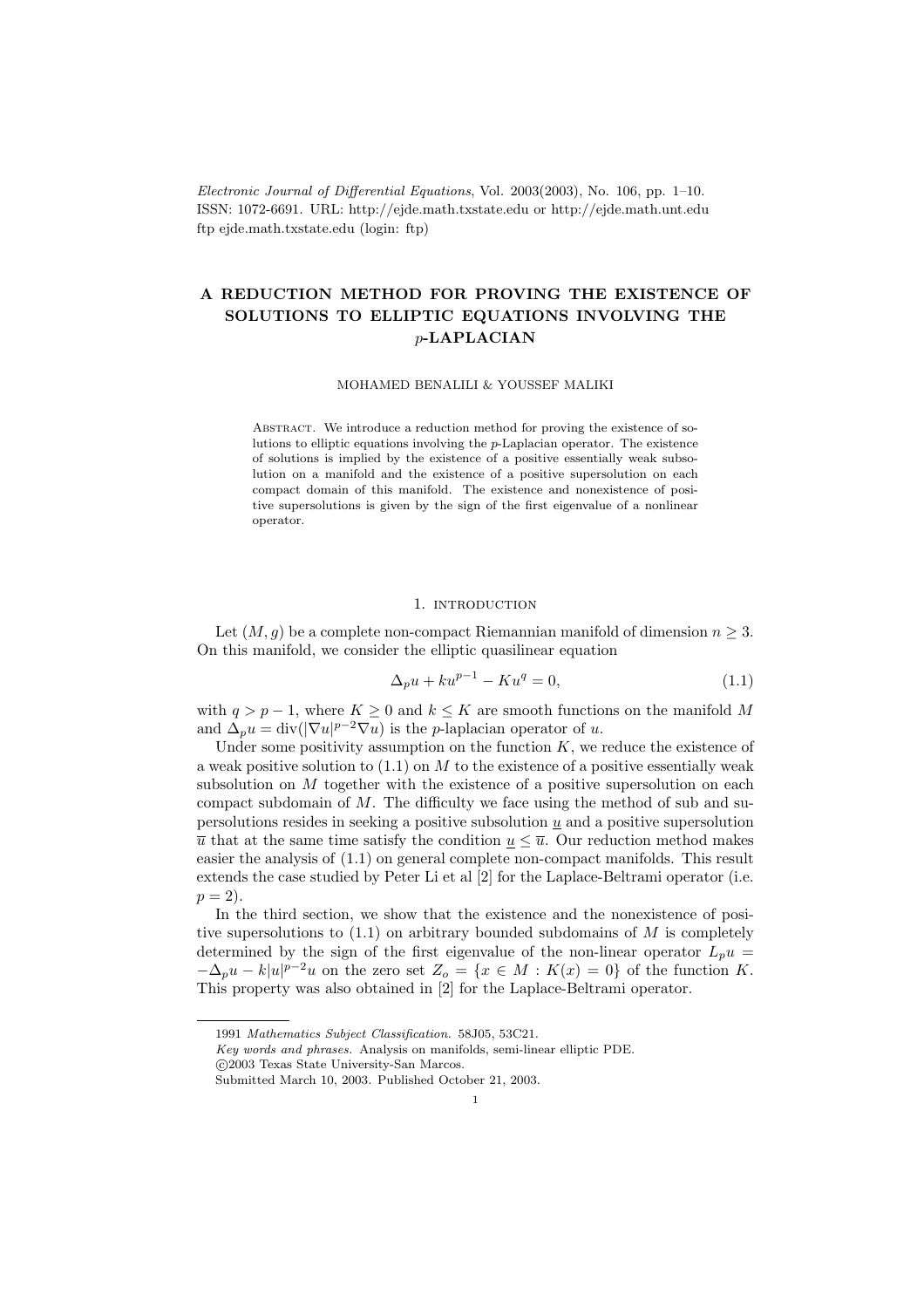*Electronic Journal of Differential Equations*, Vol. 2003(2003), No. 106, pp. 1–10.
ISSN: 1072-6691. URL: http://ejde.math.txstate.edu or http://ejde.math.unt.edu
ftp ejde.math.txstate.edu (login: ftp)

# A REDUCTION METHOD FOR PROVING THE EXISTENCE OF SOLUTIONS TO ELLIPTIC EQUATIONS INVOLVING THE $p$-LAPLACIAN

MOHAMED BENALILI & YOUSSEF MALIKI

Abstract. We introduce a reduction method for proving the existence of solutions to elliptic equations involving the $p$-Laplacian operator. The existence of solutions is implied by the existence of a positive essentially weak subsolution on a manifold and the existence of a positive supersolution on each compact domain of this manifold. The existence and nonexistence of positive supersolutions is given by the sign of the first eigenvalue of a nonlinear operator.

## 1. introduction

Let $(M, g)$ be a complete non-compact Riemannian manifold of dimension $n \geq 3$. On this manifold, we consider the elliptic quasilinear equation

$$\Delta_p u + k u^{p-1} - K u^q = 0, \tag{1.1}$$

with $q > p - 1$, where $K \geq 0$ and $k \leq K$ are smooth functions on the manifold $M$ and $\Delta_p u = \operatorname{div}(|\nabla u|^{p-2} \nabla u)$ is the $p$-laplacian operator of $u$.

Under some positivity assumption on the function $K$, we reduce the existence of a weak positive solution to (1.1) on $M$ to the existence of a positive essentially weak subsolution on $M$ together with the existence of a positive supersolution on each compact subdomain of $M$. The difficulty we face using the method of sub and supersolutions resides in seeking a positive subsolution $\underline{u}$ and a positive supersolution $\overline{u}$ that at the same time satisfy the condition $\underline{u} \leq \overline{u}$. Our reduction method makes easier the analysis of (1.1) on general complete non-compact manifolds. This result extends the case studied by Peter Li et al [2] for the Laplace-Beltrami operator (i.e. $p = 2$).

In the third section, we show that the existence and the nonexistence of positive supersolutions to (1.1) on arbitrary bounded subdomains of $M$ is completely determined by the sign of the first eigenvalue of the non-linear operator $L_p u = -\Delta_p u - k|u|^{p-2}u$ on the zero set $Z_o = \{x \in M : K(x) = 0\}$ of the function $K$. This property was also obtained in [2] for the Laplace-Beltrami operator.

1991 *Mathematics Subject Classification.* 58J05, 53C21.
*Key words and phrases.* Analysis on manifolds, semi-linear elliptic PDE.
©2003 Texas State University-San Marcos.
Submitted March 10, 2003. Published October 21, 2003.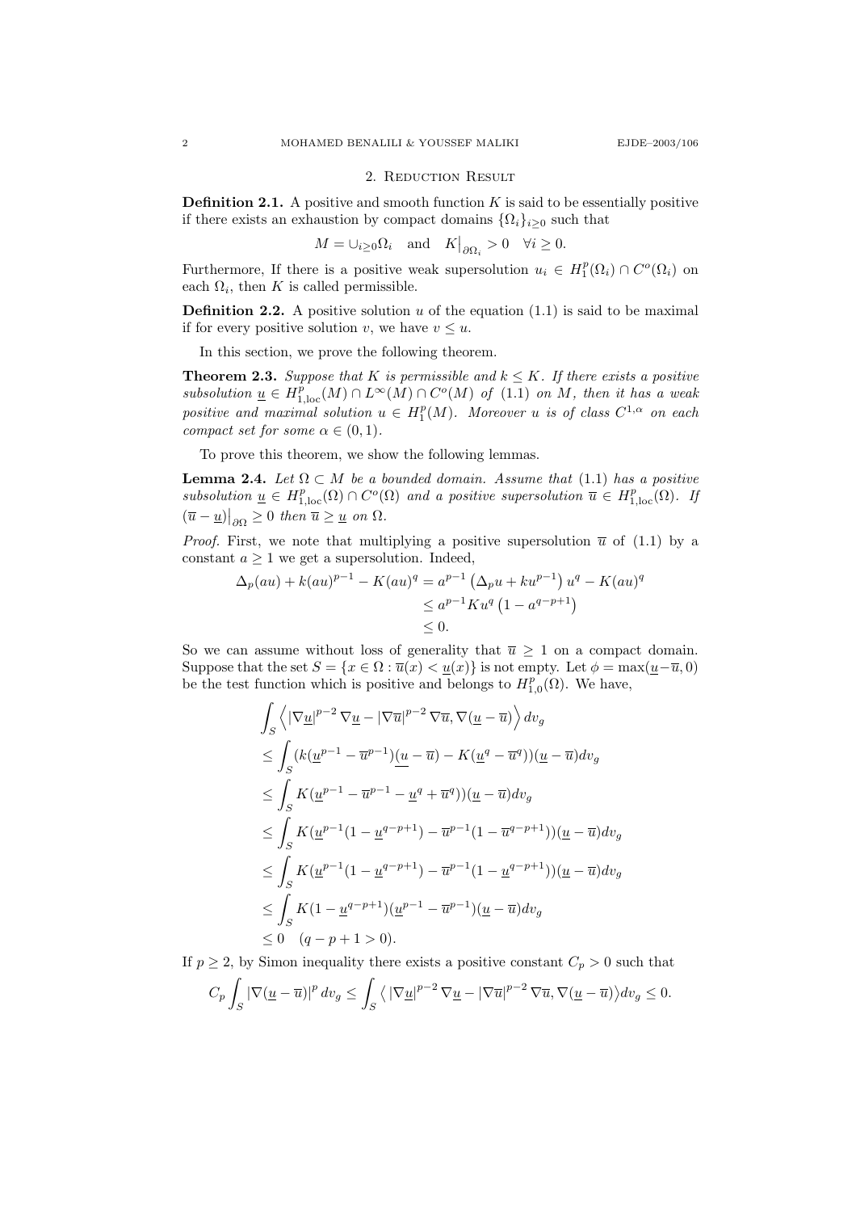## 2. Reduction Result

**Definition 2.1.** A positive and smooth function $K$ is said to be essentially positive if there exists an exhaustion by compact domains $\{\Omega_i\}_{i\geq 0}$ such that

$$M = \cup_{i\geq 0}\Omega_i \quad \text{and} \quad K\big|_{\partial\Omega_i} > 0 \quad \forall i \geq 0.$$

Furthermore, If there is a positive weak supersolution $u_i \in H_1^p(\Omega_i) \cap C^o(\Omega_i)$ on each $\Omega_i$, then $K$ is called permissible.

**Definition 2.2.** A positive solution $u$ of the equation (1.1) is said to be maximal if for every positive solution $v$, we have $v \leq u$.

In this section, we prove the following theorem.

**Theorem 2.3.** *Suppose that $K$ is permissible and $k \leq K$. If there exists a positive subsolution $\underline{u} \in H^p_{1,\mathrm{loc}}(M) \cap L^\infty(M) \cap C^o(M)$ of (1.1) on $M$, then it has a weak positive and maximal solution $u \in H_1^p(M)$. Moreover $u$ is of class $C^{1,\alpha}$ on each compact set for some $\alpha \in (0,1)$.*

To prove this theorem, we show the following lemmas.

**Lemma 2.4.** *Let $\Omega \subset M$ be a bounded domain. Assume that (1.1) has a positive subsolution $\underline{u} \in H^p_{1,\mathrm{loc}}(\Omega) \cap C^o(\Omega)$ and a positive supersolution $\overline{u} \in H^p_{1,\mathrm{loc}}(\Omega)$. If $(\overline{u} - \underline{u})\big|_{\partial\Omega} \geq 0$ then $\overline{u} \geq \underline{u}$ on $\Omega$.*

*Proof.* First, we note that multiplying a positive supersolution $\overline{u}$ of (1.1) by a constant $a \geq 1$ we get a supersolution. Indeed,

$$\begin{aligned}
\Delta_p(au) + k(au)^{p-1} - K(au)^q &= a^{p-1}\left(\Delta_p u + ku^{p-1}\right)u^q - K(au)^q \\
&\leq a^{p-1}Ku^q\left(1 - a^{q-p+1}\right) \\
&\leq 0.
\end{aligned}$$

So we can assume without loss of generality that $\overline{u} \geq 1$ on a compact domain. Suppose that the set $S = \{x \in \Omega : \overline{u}(x) < \underline{u}(x)\}$ is not empty. Let $\phi = \max(\underline{u} - \overline{u}, 0)$ be the test function which is positive and belongs to $H^p_{1,0}(\Omega)$. We have,

$$\begin{aligned}
&\int_S \left\langle |\nabla\underline{u}|^{p-2}\nabla\underline{u} - |\nabla\overline{u}|^{p-2}\nabla\overline{u}, \nabla(\underline{u} - \overline{u})\right\rangle dv_g \\
&\leq \int_S (k(\underline{u}^{p-1} - \overline{u}^{p-1})(\underline{u} - \overline{u}) - K(\underline{u}^q - \overline{u}^q))(\underline{u} - \overline{u})dv_g \\
&\leq \int_S K(\underline{u}^{p-1} - \overline{u}^{p-1} - \underline{u}^q + \overline{u}^q))(\underline{u} - \overline{u})dv_g \\
&\leq \int_S K(\underline{u}^{p-1}(1 - \underline{u}^{q-p+1}) - \overline{u}^{p-1}(1 - \overline{u}^{q-p+1}))(\underline{u} - \overline{u})dv_g \\
&\leq \int_S K(\underline{u}^{p-1}(1 - \underline{u}^{q-p+1}) - \overline{u}^{p-1}(1 - \underline{u}^{q-p+1}))(\underline{u} - \overline{u})dv_g \\
&\leq \int_S K(1 - \underline{u}^{q-p+1})(\underline{u}^{p-1} - \overline{u}^{p-1})(\underline{u} - \overline{u})dv_g \\
&\leq 0 \quad (q - p + 1 > 0).
\end{aligned}$$

If $p \geq 2$, by Simon inequality there exists a positive constant $C_p > 0$ such that

$$C_p \int_S |\nabla(\underline{u} - \overline{u})|^p \, dv_g \leq \int_S \left\langle |\nabla\underline{u}|^{p-2}\nabla\underline{u} - |\nabla\overline{u}|^{p-2}\nabla\overline{u}, \nabla(\underline{u} - \overline{u})\right\rangle dv_g \leq 0.$$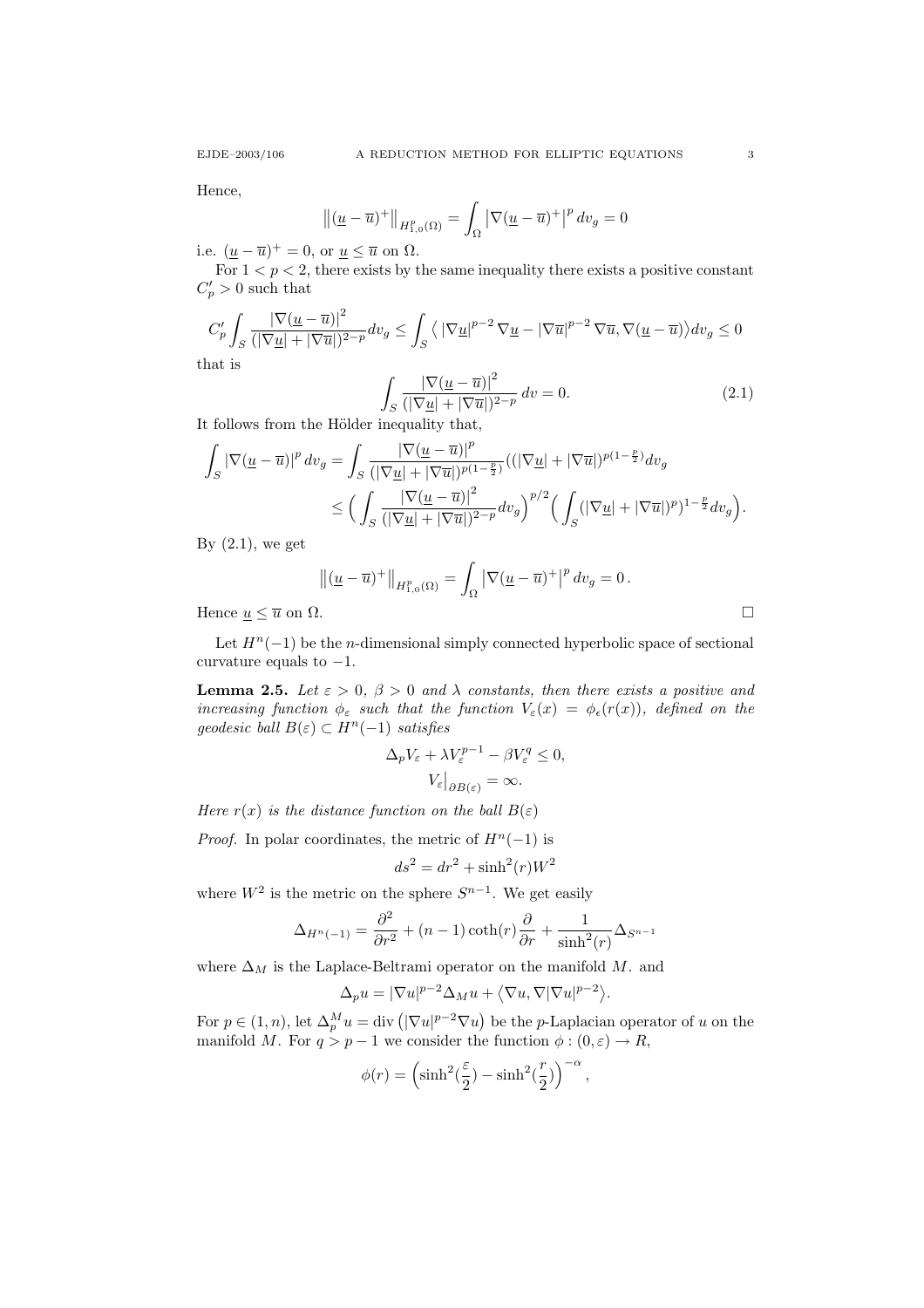Hence,

$$\left\|(\underline{u}-\overline{u})^{+}\right\|_{H_{1,0}^{p}(\Omega)}=\int_{\Omega}\left|\nabla(\underline{u}-\overline{u})^{+}\right|^{p}dv_{g}=0$$

i.e. $(\underline{u}-\overline{u})^{+}=0$, or $\underline{u}\leq\overline{u}$ on $\Omega$.

For $1<p<2$, there exists by the same inequality there exists a positive constant $C_p'>0$ such that

$$C_p'\int_{S}\frac{|\nabla(\underline{u}-\overline{u})|^{2}}{(|\nabla\underline{u}|+|\nabla\overline{u}|)^{2-p}}dv_{g}\leq\int_{S}\left\langle|\nabla\underline{u}|^{p-2}\nabla\underline{u}-|\nabla\overline{u}|^{p-2}\nabla\overline{u},\nabla(\underline{u}-\overline{u})\right\rangle dv_{g}\leq 0$$

that is

$$\int_{S}\frac{|\nabla(\underline{u}-\overline{u})|^{2}}{(|\nabla\underline{u}|+|\nabla\overline{u}|)^{2-p}}\,dv=0. \tag{2.1}$$

It follows from the Hölder inequality that,

$$\begin{aligned}\int_{S}|\nabla(\underline{u}-\overline{u})|^{p}\,dv_{g}&=\int_{S}\frac{|\nabla(\underline{u}-\overline{u})|^{p}}{(|\nabla\underline{u}|+|\nabla\overline{u}|)^{p(1-\frac{p}{2})}}((|\nabla\underline{u}|+|\nabla\overline{u}|)^{p(1-\frac{p}{2})}dv_{g}\\&\leq\Big(\int_{S}\frac{|\nabla(\underline{u}-\overline{u})|^{2}}{(|\nabla\underline{u}|+|\nabla\overline{u}|)^{2-p}}dv_{g}\Big)^{p/2}\Big(\int_{S}(|\nabla\underline{u}|+|\nabla\overline{u}|)^{p})^{1-\frac{p}{2}}dv_{g}\Big).\end{aligned}$$

By (2.1), we get

$$\left\|(\underline{u}-\overline{u})^{+}\right\|_{H_{1,0}^{p}(\Omega)}=\int_{\Omega}\left|\nabla(\underline{u}-\overline{u})^{+}\right|^{p}dv_{g}=0\,.$$

Hence $\underline{u}\leq\overline{u}$ on $\Omega$. □

Let $H^n(-1)$ be the $n$-dimensional simply connected hyperbolic space of sectional curvature equals to $-1$.

**Lemma 2.5.** *Let $\varepsilon>0$, $\beta>0$ and $\lambda$ constants, then there exists a positive and increasing function $\phi_\varepsilon$ such that the function $V_\varepsilon(x)=\phi_\epsilon(r(x))$, defined on the geodesic ball $B(\varepsilon)\subset H^n(-1)$ satisfies*

$$\Delta_p V_\varepsilon+\lambda V_\varepsilon^{p-1}-\beta V_\varepsilon^{q}\leq 0,$$
$$V_\varepsilon\big|_{\partial B(\varepsilon)}=\infty.$$

*Here $r(x)$ is the distance function on the ball $B(\varepsilon)$*

*Proof.* In polar coordinates, the metric of $H^n(-1)$ is

$$ds^2=dr^2+\sinh^2(r)W^2$$

where $W^2$ is the metric on the sphere $S^{n-1}$. We get easily

$$\Delta_{H^n(-1)}=\frac{\partial^2}{\partial r^2}+(n-1)\coth(r)\frac{\partial}{\partial r}+\frac{1}{\sinh^2(r)}\Delta_{S^{n-1}}$$

where $\Delta_M$ is the Laplace-Beltrami operator on the manifold $M$. and

$$\Delta_p u=|\nabla u|^{p-2}\Delta_M u+\left\langle\nabla u,\nabla|\nabla u|^{p-2}\right\rangle.$$

For $p\in(1,n)$, let $\Delta_p^M u=\operatorname{div}\left(|\nabla u|^{p-2}\nabla u\right)$ be the $p$-Laplacian operator of $u$ on the manifold $M$. For $q>p-1$ we consider the function $\phi:(0,\varepsilon)\to R$,

$$\phi(r)=\Big(\sinh^2(\frac{\varepsilon}{2})-\sinh^2(\frac{r}{2})\Big)^{-\alpha},$$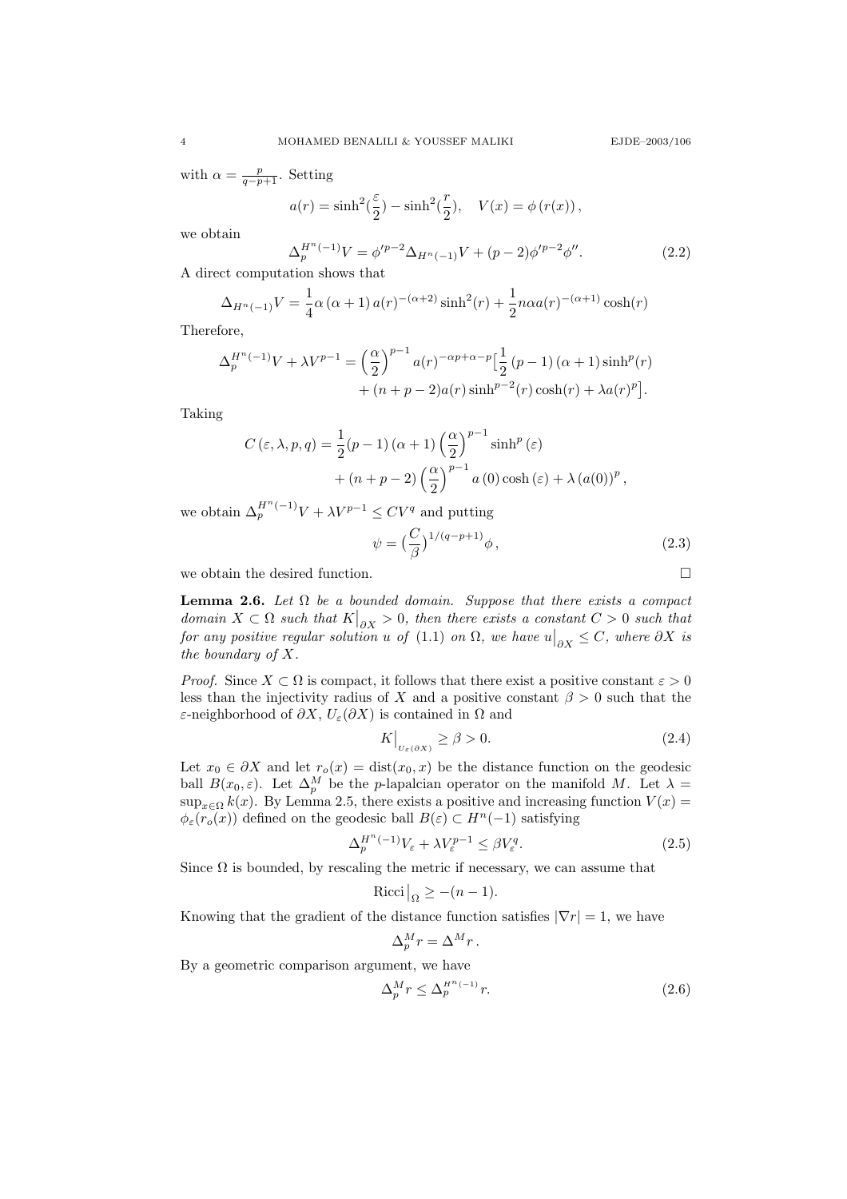with $\alpha = \frac{p}{q-p+1}$. Setting

$$a(r) = \sinh^2(\frac{\varepsilon}{2}) - \sinh^2(\frac{r}{2}), \quad V(x) = \phi\left(r(x)\right),$$

we obtain

$$\Delta_p^{H^n(-1)} V = \phi'^{p-2} \Delta_{H^n(-1)} V + (p-2)\phi'^{p-2}\phi''. \tag{2.2}$$

A direct computation shows that

$$\Delta_{H^n(-1)} V = \frac{1}{4}\alpha\left(\alpha+1\right) a(r)^{-(\alpha+2)} \sinh^2(r) + \frac{1}{2} n\alpha a(r)^{-(\alpha+1)} \cosh(r)$$

Therefore,

$$\begin{aligned}\Delta_p^{H^n(-1)} V + \lambda V^{p-1} = \left(\frac{\alpha}{2}\right)^{p-1} a(r)^{-\alpha p+\alpha-p} \Big[\frac{1}{2}\left(p-1\right)\left(\alpha+1\right)\sinh^p(r) \\ + (n+p-2) a(r) \sinh^{p-2}(r)\cosh(r) + \lambda a(r)^p\Big].\end{aligned}$$

Taking

$$\begin{aligned}C\left(\varepsilon, \lambda, p, q\right) &= \frac{1}{2}(p-1)\left(\alpha+1\right)\left(\frac{\alpha}{2}\right)^{p-1} \sinh^p\left(\varepsilon\right) \\ &\quad + (n+p-2)\left(\frac{\alpha}{2}\right)^{p-1} a\left(0\right)\cosh\left(\varepsilon\right) + \lambda\left(a(0)\right)^p,\end{aligned}$$

we obtain $\Delta_p^{H^n(-1)} V + \lambda V^{p-1} \leq C V^q$ and putting

$$\psi = \left(\frac{C}{\beta}\right)^{1/(q-p+1)} \phi\,, \tag{2.3}$$

we obtain the desired function. $\square$

**Lemma 2.6.** *Let $\Omega$ be a bounded domain. Suppose that there exists a compact domain $X \subset \Omega$ such that $K\big|_{\partial X} > 0$, then there exists a constant $C > 0$ such that for any positive regular solution $u$ of (1.1) on $\Omega$, we have $u\big|_{\partial X} \leq C$, where $\partial X$ is the boundary of $X$.*

*Proof.* Since $X \subset \Omega$ is compact, it follows that there exist a positive constant $\varepsilon > 0$ less than the injectivity radius of $X$ and a positive constant $\beta > 0$ such that the $\varepsilon$-neighborhood of $\partial X$, $U_\varepsilon(\partial X)$ is contained in $\Omega$ and

$$K\big|_{U_\varepsilon(\partial X)} \geq \beta > 0. \tag{2.4}$$

Let $x_0 \in \partial X$ and let $r_o(x) = \operatorname{dist}(x_0, x)$ be the distance function on the geodesic ball $B(x_0, \varepsilon)$. Let $\Delta_p^M$ be the $p$-lapalcian operator on the manifold $M$. Let $\lambda = \sup_{x\in\Omega} k(x)$. By Lemma 2.5, there exists a positive and increasing function $V(x) = \phi_\varepsilon(r_o(x))$ defined on the geodesic ball $B(\varepsilon) \subset H^n(-1)$ satisfying

$$\Delta_p^{H^n(-1)} V_\varepsilon + \lambda V_\varepsilon^{p-1} \leq \beta V_\varepsilon^q. \tag{2.5}$$

Since $\Omega$ is bounded, by rescaling the metric if necessary, we can assume that

$$\operatorname{Ricci}\big|_\Omega \geq -(n-1).$$

Knowing that the gradient of the distance function satisfies $|\nabla r| = 1$, we have

$$\Delta_p^M r = \Delta^M r\,.$$

By a geometric comparison argument, we have

$$\Delta_p^M r \leq \Delta_p^{H^n(-1)} r. \tag{2.6}$$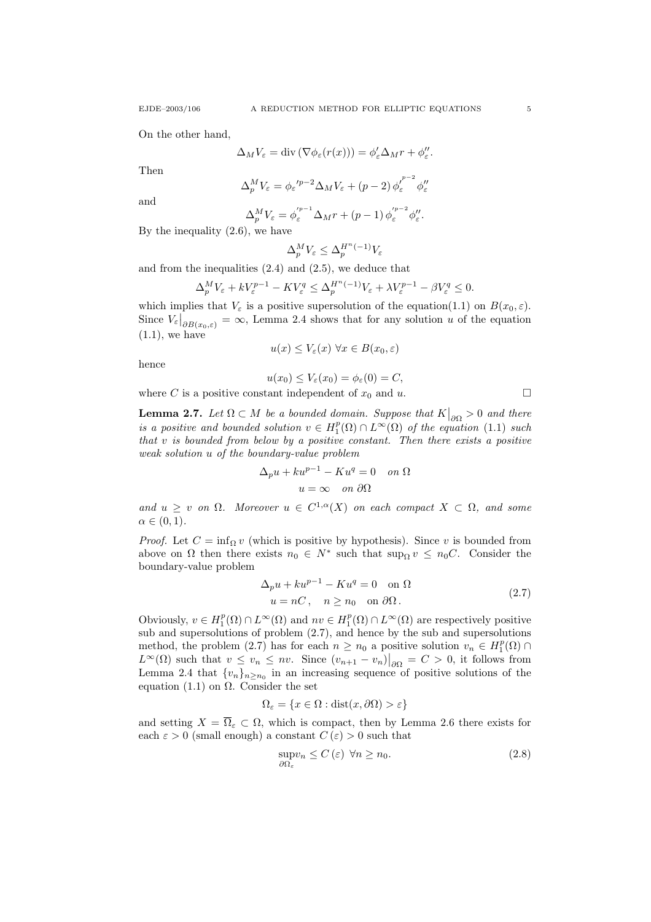On the other hand,

$$\Delta_M V_\varepsilon = \operatorname{div}\left(\nabla \phi_\varepsilon(r(x))\right) = \phi_\varepsilon' \Delta_M r + \phi_\varepsilon''.$$

Then

$$\Delta_p^M V_\varepsilon = \phi_\varepsilon{}'^{p-2} \Delta_M V_\varepsilon + (p-2)\, \phi_\varepsilon'^{\,p-2} \phi_\varepsilon''$$

and

$$\Delta_p^M V_\varepsilon = \phi_\varepsilon'^{\,p-1} \Delta_M r + (p-1)\, \phi_\varepsilon'^{\,p-2} \phi_\varepsilon''.$$

By the inequality (2.6), we have

$$\Delta_p^M V_\varepsilon \le \Delta_p^{H^n(-1)} V_\varepsilon$$

and from the inequalities (2.4) and (2.5), we deduce that

$$\Delta_p^M V_\varepsilon + k V_\varepsilon^{p-1} - K V_\varepsilon^q \le \Delta_p^{H^n(-1)} V_\varepsilon + \lambda V_\varepsilon^{p-1} - \beta V_\varepsilon^q \le 0.$$

which implies that $V_\varepsilon$ is a positive supersolution of the equation(1.1) on $B(x_0,\varepsilon)$. Since $V_\varepsilon\big|_{\partial B(x_0,\varepsilon)} = \infty$, Lemma 2.4 shows that for any solution $u$ of the equation (1.1), we have

$$u(x) \le V_\varepsilon(x) \ \forall x \in B(x_0,\varepsilon)$$

hence

$$u(x_0) \le V_\varepsilon(x_0) = \phi_\varepsilon(0) = C,$$

where $C$ is a positive constant independent of $x_0$ and $u$. $\square$

**Lemma 2.7.** *Let $\Omega \subset M$ be a bounded domain. Suppose that $K\big|_{\partial\Omega} > 0$ and there is a positive and bounded solution $v \in H_1^p(\Omega) \cap L^\infty(\Omega)$ of the equation (1.1) such that $v$ is bounded from below by a positive constant. Then there exists a positive weak solution $u$ of the boundary-value problem*

$$\Delta_p u + k u^{p-1} - K u^q = 0 \quad \text{on } \Omega$$
$$u = \infty \quad \text{on } \partial\Omega$$

*and $u \ge v$ on $\Omega$. Moreover $u \in C^{1,\alpha}(X)$ on each compact $X \subset \Omega$, and some $\alpha \in (0,1)$.*

*Proof.* Let $C = \inf_\Omega v$ (which is positive by hypothesis). Since $v$ is bounded from above on $\Omega$ then there exists $n_0 \in N^*$ such that $\sup_\Omega v \le n_0 C$. Consider the boundary-value problem

$$\begin{gathered} \Delta_p u + k u^{p-1} - K u^q = 0 \quad \text{on } \Omega \\ u = nC\,, \quad n \ge n_0 \quad \text{on } \partial\Omega\,. \end{gathered} \tag{2.7}$$

Obviously, $v \in H_1^p(\Omega) \cap L^\infty(\Omega)$ and $nv \in H_1^p(\Omega) \cap L^\infty(\Omega)$ are respectively positive sub and supersolutions of problem (2.7), and hence by the sub and supersolutions method, the problem (2.7) has for each $n \ge n_0$ a positive solution $v_n \in H_1^p(\Omega) \cap L^\infty(\Omega)$ such that $v \le v_n \le nv$. Since $(v_{n+1} - v_n)\big|_{\partial\Omega} = C > 0$, it follows from Lemma 2.4 that $\{v_n\}_{n \ge n_0}$ in an increasing sequence of positive solutions of the equation (1.1) on $\Omega$. Consider the set

$$\Omega_\varepsilon = \{x \in \Omega : \operatorname{dist}(x, \partial\Omega) > \varepsilon\}$$

and setting $X = \overline{\Omega}_\varepsilon \subset \Omega$, which is compact, then by Lemma 2.6 there exists for each $\varepsilon > 0$ (small enough) a constant $C(\varepsilon) > 0$ such that

$$\sup_{\partial\Omega_\varepsilon} v_n \le C(\varepsilon) \ \ \forall n \ge n_0. \tag{2.8}$$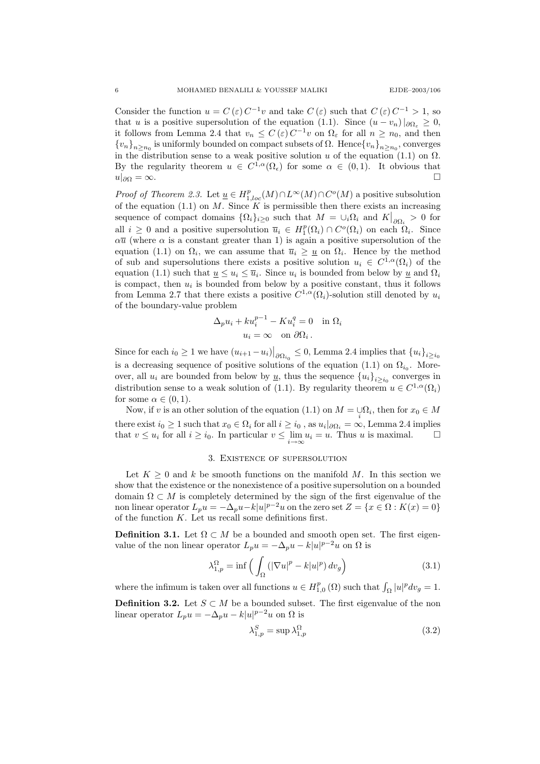Consider the function $u = C(\varepsilon) C^{-1} v$ and take $C(\varepsilon)$ such that $C(\varepsilon) C^{-1} > 1$, so that $u$ is a positive supersolution of the equation (1.1). Since $(u - v_n)|_{\partial\Omega_\varepsilon} \geq 0$, it follows from Lemma 2.4 that $v_n \leq C(\varepsilon) C^{-1} v$ on $\Omega_\varepsilon$ for all $n \geq n_0$, and then $\{v_n\}_{n \geq n_0}$ is uniformly bounded on compact subsets of $\Omega$. Hence $\{v_n\}_{n \geq n_0}$, converges in the distribution sense to a weak positive solution $u$ of the equation (1.1) on $\Omega$. By the regularity theorem $u \in C^{1,\alpha}(\Omega_\epsilon)$ for some $\alpha \in (0,1)$. It obvious that $u|_{\partial\Omega} = \infty$. $\square$

*Proof of Theorem 2.3.* Let $\underline{u} \in H^p_{1,loc}(M) \cap L^\infty(M) \cap C^o(M)$ a positive subsolution of the equation (1.1) on $M$. Since $K$ is permissible then there exists an increasing sequence of compact domains $\{\Omega_i\}_{i \geq 0}$ such that $M = \cup_i \Omega_i$ and $K\big|_{\partial\Omega_i} > 0$ for all $i \geq 0$ and a positive supersolution $\overline{u}_i \in H^p_1(\Omega_i) \cap C^o(\Omega_i)$ on each $\Omega_i$. Since $\alpha\overline{u}$ (where $\alpha$ is a constant greater than 1) is again a positive supersolution of the equation (1.1) on $\Omega_i$, we can assume that $\overline{u}_i \geq \underline{u}$ on $\Omega_i$. Hence by the method of sub and supersolutions there exists a positive solution $u_i \in C^{1,\alpha}(\Omega_i)$ of the equation (1.1) such that $\underline{u} \leq u_i \leq \overline{u}_i$. Since $u_i$ is bounded from below by $\underline{u}$ and $\Omega_i$ is compact, then $u_i$ is bounded from below by a positive constant, thus it follows from Lemma 2.7 that there exists a positive $C^{1,\alpha}(\Omega_i)$-solution still denoted by $u_i$ of the boundary-value problem

$$\Delta_p u_i + k u_i^{p-1} - K u_i^q = 0 \quad \text{in } \Omega_i$$
$$u_i = \infty \quad \text{on } \partial\Omega_i\,.$$

Since for each $i_0 \geq 1$ we have $(u_{i+1} - u_i)\big|_{\partial\Omega_{i_0}} \leq 0$, Lemma 2.4 implies that $\{u_i\}_{i \geq i_0}$ is a decreasing sequence of positive solutions of the equation (1.1) on $\Omega_{i_0}$. Moreover, all $u_i$ are bounded from below by $\underline{u}$, thus the sequence $\{u_i\}_{i \geq i_0}$ converges in distribution sense to a weak solution of (1.1). By regularity theorem $u \in C^{1,\alpha}(\Omega_i)$ for some $\alpha \in (0,1)$.

Now, if $v$ is an other solution of the equation (1.1) on $M = \underset{i}{\cup}\Omega_i$, then for $x_0 \in M$ there exist $i_0 \geq 1$ such that $x_0 \in \Omega_i$ for all $i \geq i_0$, as $u_i|_{\partial\Omega_i} = \infty$, Lemma 2.4 implies that $v \leq u_i$ for all $i \geq i_0$. In particular $v \leq \lim_{i \to \infty} u_i = u$. Thus $u$ is maximal. $\square$

## 3. Existence of supersolution

Let $K \geq 0$ and $k$ be smooth functions on the manifold $M$. In this section we show that the existence or the nonexistence of a positive supersolution on a bounded domain $\Omega \subset M$ is completely determined by the sign of the first eigenvalue of the non linear operator $L_p u = -\Delta_p u - k|u|^{p-2}u$ on the zero set $Z = \{x \in \Omega : K(x) = 0\}$ of the function $K$. Let us recall some definitions first.

**Definition 3.1.** Let $\Omega \subset M$ be a bounded and smooth open set. The first eigenvalue of the non linear operator $L_p u = -\Delta_p u - k|u|^{p-2}u$ on $\Omega$ is

$$\lambda^{\Omega}_{1,p} = \inf\Big(\int_\Omega \left(|\nabla u|^p - k|u|^p\right) dv_g\Big) \tag{3.1}$$

where the infimum is taken over all functions $u \in H^p_{1,0}(\Omega)$ such that $\int_\Omega |u|^p dv_g = 1$.

**Definition 3.2.** Let $S \subset M$ be a bounded subset. The first eigenvalue of the non linear operator $L_p u = -\Delta_p u - k|u|^{p-2}u$ on $\Omega$ is

$$\lambda^S_{1,p} = \sup \lambda^{\Omega}_{1,p} \tag{3.2}$$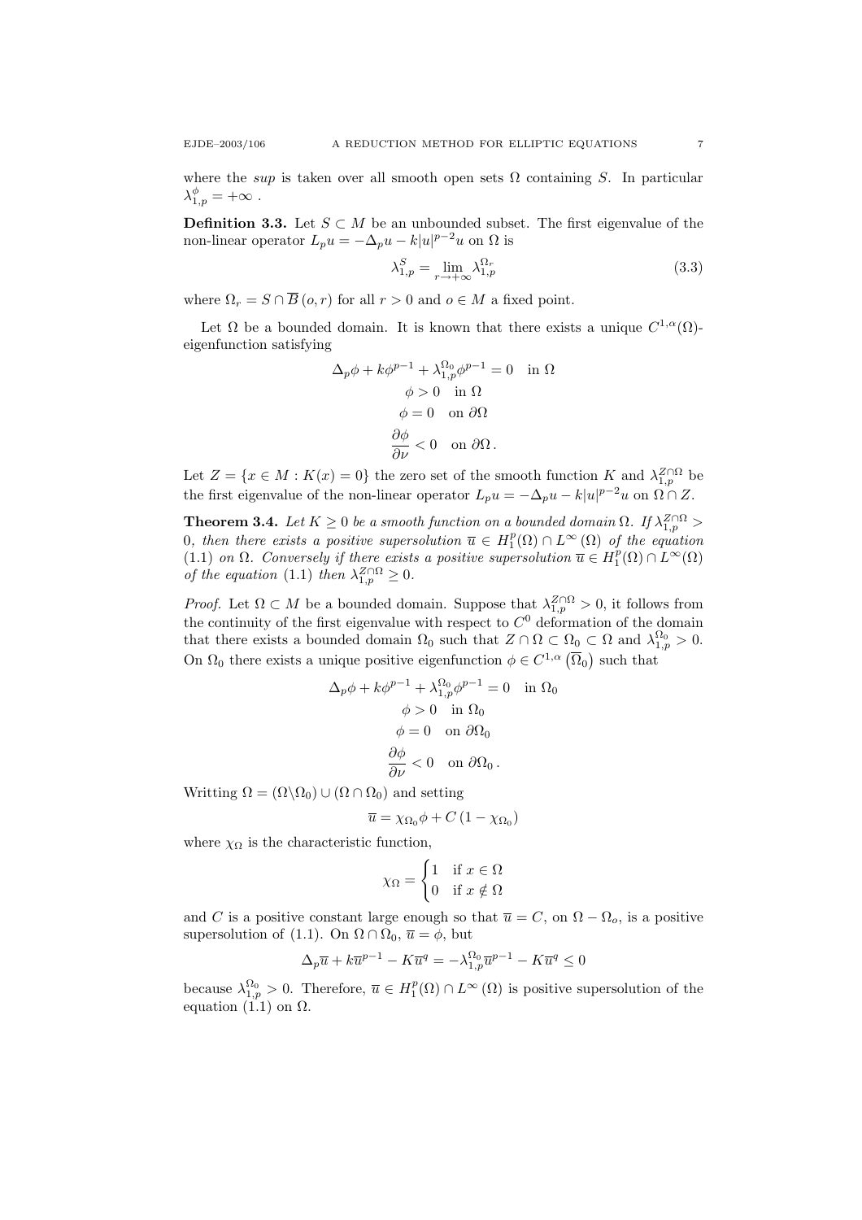where the *sup* is taken over all smooth open sets $\Omega$ containing $S$. In particular $\lambda_{1,p}^{\phi} = +\infty$ .

**Definition 3.3.** Let $S \subset M$ be an unbounded subset. The first eigenvalue of the non-linear operator $L_p u = -\Delta_p u - k|u|^{p-2}u$ on $\Omega$ is

$$\lambda_{1,p}^{S} = \lim_{r \to +\infty} \lambda_{1,p}^{\Omega_r} \tag{3.3}$$

where $\Omega_r = S \cap \overline{B}(o, r)$ for all $r > 0$ and $o \in M$ a fixed point.

Let $\Omega$ be a bounded domain. It is known that there exists a unique $C^{1,\alpha}(\Omega)$-eigenfunction satisfying

$$\begin{gathered}
\Delta_p \phi + k\phi^{p-1} + \lambda_{1,p}^{\Omega_0}\phi^{p-1} = 0 \quad \text{in } \Omega \\
\phi > 0 \quad \text{in } \Omega \\
\phi = 0 \quad \text{on } \partial\Omega \\
\frac{\partial \phi}{\partial \nu} < 0 \quad \text{on } \partial\Omega \,.
\end{gathered}$$

Let $Z = \{x \in M : K(x) = 0\}$ the zero set of the smooth function $K$ and $\lambda_{1,p}^{Z\cap\Omega}$ be the first eigenvalue of the non-linear operator $L_p u = -\Delta_p u - k|u|^{p-2}u$ on $\Omega \cap Z$.

**Theorem 3.4.** *Let $K \geq 0$ be a smooth function on a bounded domain $\Omega$. If $\lambda_{1,p}^{Z\cap\Omega} > 0$, then there exists a positive supersolution $\overline{u} \in H_1^p(\Omega) \cap L^\infty(\Omega)$ of the equation* (1.1) *on $\Omega$. Conversely if there exists a positive supersolution $\overline{u} \in H_1^p(\Omega) \cap L^\infty(\Omega)$ of the equation* (1.1) *then $\lambda_{1,p}^{Z\cap\Omega} \geq 0$.*

*Proof.* Let $\Omega \subset M$ be a bounded domain. Suppose that $\lambda_{1,p}^{Z\cap\Omega} > 0$, it follows from the continuity of the first eigenvalue with respect to $C^0$ deformation of the domain that there exists a bounded domain $\Omega_0$ such that $Z \cap \Omega \subset \Omega_0 \subset \Omega$ and $\lambda_{1,p}^{\Omega_0} > 0$. On $\Omega_0$ there exists a unique positive eigenfunction $\phi \in C^{1,\alpha}(\overline{\Omega}_0)$ such that

$$\begin{gathered}
\Delta_p \phi + k\phi^{p-1} + \lambda_{1,p}^{\Omega_0}\phi^{p-1} = 0 \quad \text{in } \Omega_0 \\
\phi > 0 \quad \text{in } \Omega_0 \\
\phi = 0 \quad \text{on } \partial\Omega_0 \\
\frac{\partial \phi}{\partial \nu} < 0 \quad \text{on } \partial\Omega_0 \,.
\end{gathered}$$

Writting $\Omega = (\Omega \backslash \Omega_0) \cup (\Omega \cap \Omega_0)$ and setting

$$\overline{u} = \chi_{\Omega_0}\phi + C\left(1 - \chi_{\Omega_0}\right)$$

where $\chi_\Omega$ is the characteristic function,

$$\chi_\Omega = \begin{cases} 1 & \text{if } x \in \Omega \\ 0 & \text{if } x \notin \Omega \end{cases}$$

and $C$ is a positive constant large enough so that $\overline{u} = C$, on $\Omega - \Omega_o$, is a positive supersolution of (1.1). On $\Omega \cap \Omega_0$, $\overline{u} = \phi$, but

$$\Delta_p \overline{u} + k\overline{u}^{p-1} - K\overline{u}^q = -\lambda_{1,p}^{\Omega_0}\overline{u}^{p-1} - K\overline{u}^q \leq 0$$

because $\lambda_{1,p}^{\Omega_0} > 0$. Therefore, $\overline{u} \in H_1^p(\Omega) \cap L^\infty(\Omega)$ is positive supersolution of the equation (1.1) on $\Omega$.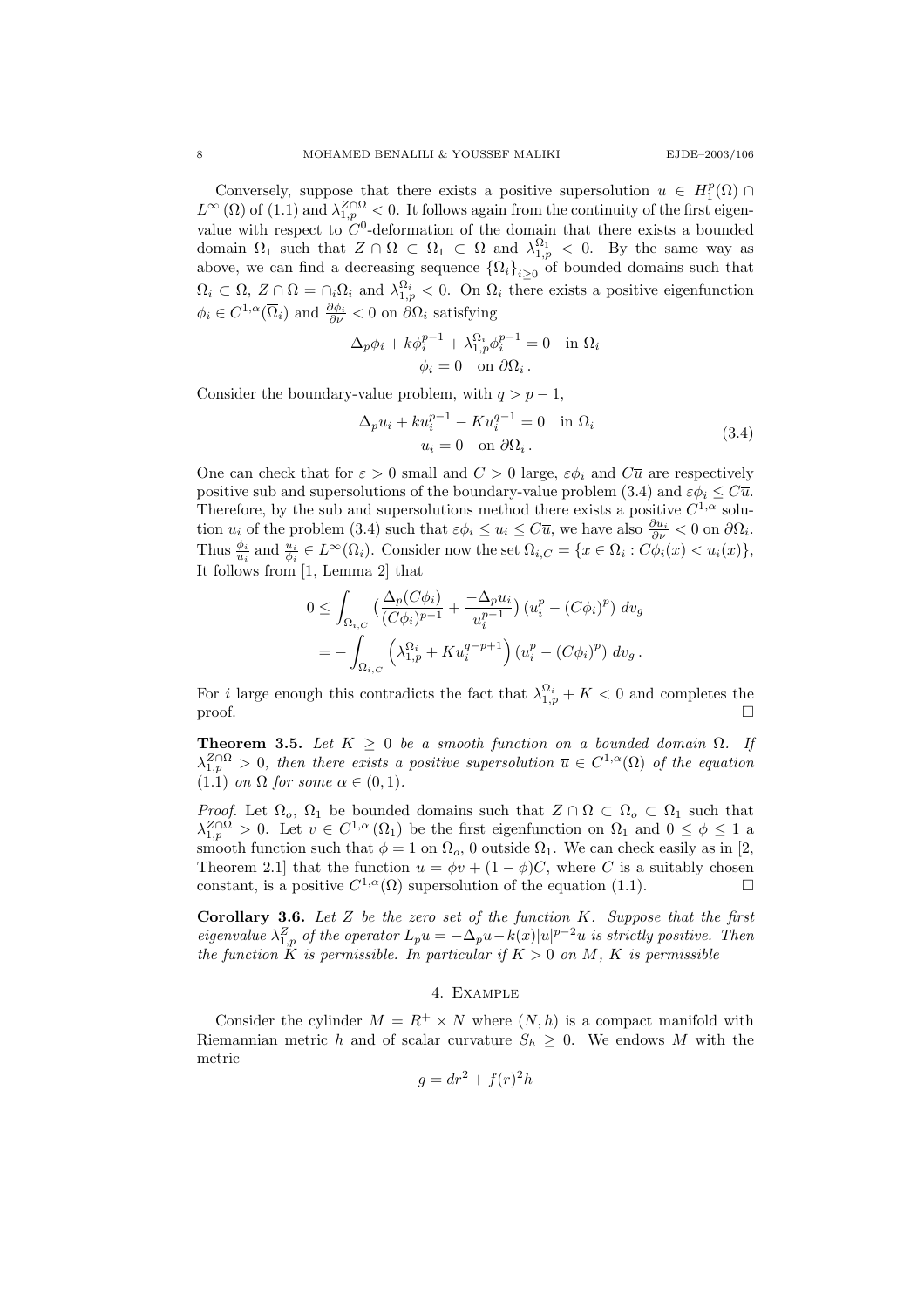Conversely, suppose that there exists a positive supersolution $\overline{u} \in H_1^p(\Omega) \cap L^{\infty}(\Omega)$ of (1.1) and $\lambda_{1,p}^{Z\cap\Omega} < 0$. It follows again from the continuity of the first eigenvalue with respect to $C^0$-deformation of the domain that there exists a bounded domain $\Omega_1$ such that $Z \cap \Omega \subset \Omega_1 \subset \Omega$ and $\lambda_{1,p}^{\Omega_1} < 0$. By the same way as above, we can find a decreasing sequence $\{\Omega_i\}_{i\geq 0}$ of bounded domains such that $\Omega_i \subset \Omega$, $Z \cap \Omega = \cap_i \Omega_i$ and $\lambda_{1,p}^{\Omega_i} < 0$. On $\Omega_i$ there exists a positive eigenfunction $\phi_i \in C^{1,\alpha}(\overline{\Omega}_i)$ and $\frac{\partial \phi_i}{\partial \nu} < 0$ on $\partial\Omega_i$ satisfying

$$
\begin{gathered}
\Delta_p \phi_i + k\phi_i^{p-1} + \lambda_{1,p}^{\Omega_i}\phi_i^{p-1} = 0 \quad \text{in } \Omega_i \\
\phi_i = 0 \quad \text{on } \partial\Omega_i \,.
\end{gathered}
$$

Consider the boundary-value problem, with $q > p-1$,

$$
\begin{gathered}
\Delta_p u_i + k u_i^{p-1} - K u_i^{q-1} = 0 \quad \text{in } \Omega_i \\
u_i = 0 \quad \text{on } \partial\Omega_i \,.
\end{gathered}
\tag{3.4}
$$

One can check that for $\varepsilon > 0$ small and $C > 0$ large, $\varepsilon\phi_i$ and $C\overline{u}$ are respectively positive sub and supersolutions of the boundary-value problem (3.4) and $\varepsilon\phi_i \leq C\overline{u}$. Therefore, by the sub and supersolutions method there exists a positive $C^{1,\alpha}$ solution $u_i$ of the problem (3.4) such that $\varepsilon\phi_i \leq u_i \leq C\overline{u}$, we have also $\frac{\partial u_i}{\partial \nu} < 0$ on $\partial\Omega_i$. Thus $\frac{\phi_i}{u_i}$ and $\frac{u_i}{\phi_i} \in L^{\infty}(\Omega_i)$. Consider now the set $\Omega_{i,C} = \{x \in \Omega_i : C\phi_i(x) < u_i(x)\}$, It follows from [1, Lemma 2] that

$$
\begin{aligned}
0 &\leq \int_{\Omega_{i,C}} \Big(\frac{\Delta_p(C\phi_i)}{(C\phi_i)^{p-1}} + \frac{-\Delta_p u_i}{u_i^{p-1}}\Big)\left(u_i^p - (C\phi_i)^p\right) dv_g \\
&= -\int_{\Omega_{i,C}} \Big(\lambda_{1,p}^{\Omega_i} + K u_i^{q-p+1}\Big)\left(u_i^p - (C\phi_i)^p\right) dv_g \,.
\end{aligned}
$$

For $i$ large enough this contradicts the fact that $\lambda_{1,p}^{\Omega_i} + K < 0$ and completes the proof. $\square$

**Theorem 3.5.** *Let $K \geq 0$ be a smooth function on a bounded domain $\Omega$. If $\lambda_{1,p}^{Z\cap\Omega} > 0$, then there exists a positive supersolution $\overline{u} \in C^{1,\alpha}(\Omega)$ of the equation (1.1) on $\Omega$ for some $\alpha \in (0,1)$.*

*Proof.* Let $\Omega_o$, $\Omega_1$ be bounded domains such that $Z \cap \Omega \subset \Omega_o \subset \Omega_1$ such that $\lambda_{1,p}^{Z\cap\Omega} > 0$. Let $v \in C^{1,\alpha}(\Omega_1)$ be the first eigenfunction on $\Omega_1$ and $0 \leq \phi \leq 1$ a smooth function such that $\phi = 1$ on $\Omega_o$, 0 outside $\Omega_1$. We can check easily as in [2, Theorem 2.1] that the function $u = \phi v + (1-\phi)C$, where $C$ is a suitably chosen constant, is a positive $C^{1,\alpha}(\Omega)$ supersolution of the equation (1.1). $\square$

**Corollary 3.6.** *Let $Z$ be the zero set of the function $K$. Suppose that the first eigenvalue $\lambda_{1,p}^{Z}$ of the operator $L_p u = -\Delta_p u - k(x)|u|^{p-2}u$ is strictly positive. Then the function $K$ is permissible. In particular if $K > 0$ on $M$, $K$ is permissible*

## 4. Example

Consider the cylinder $M = R^+ \times N$ where $(N,h)$ is a compact manifold with Riemannian metric $h$ and of scalar curvature $S_h \geq 0$. We endows $M$ with the metric

$$
g = dr^2 + f(r)^2 h
$$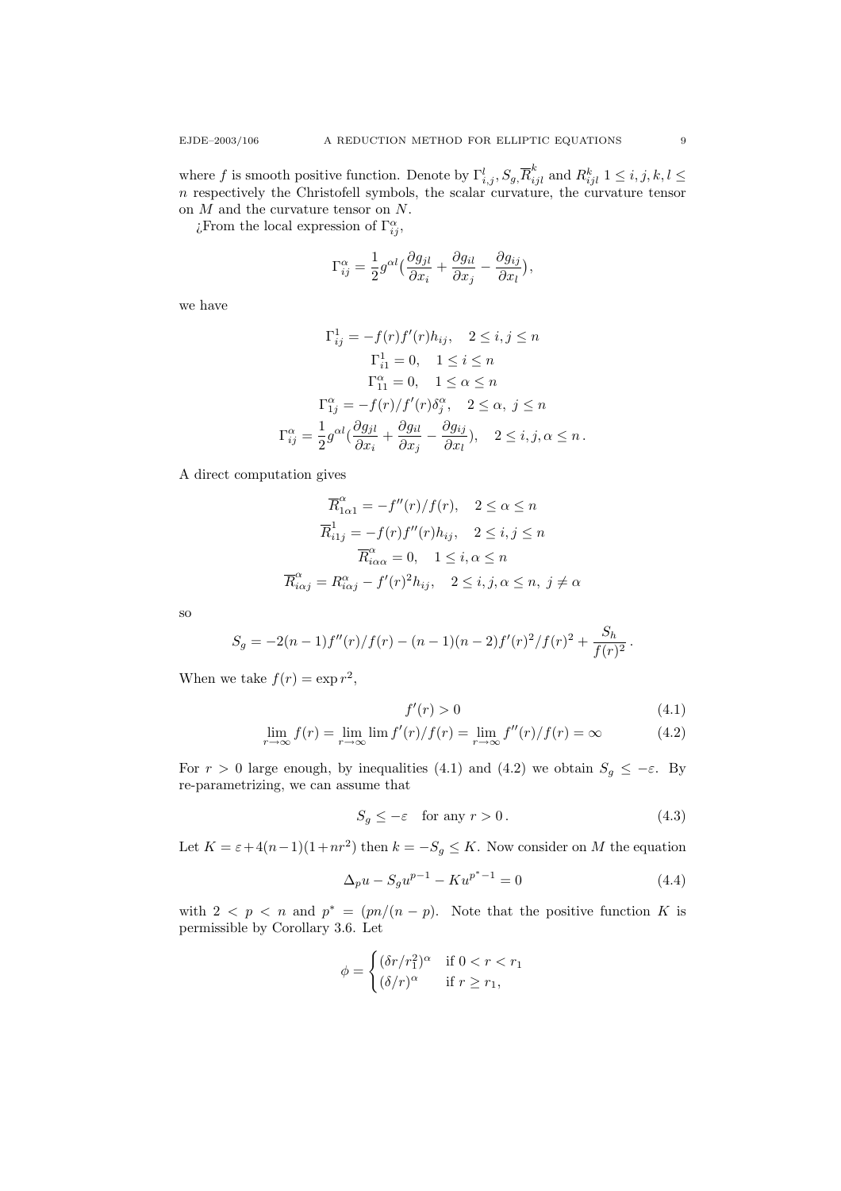where $f$ is smooth positive function. Denote by $\Gamma_{i,j}^l, S_g, \overline{R}_{ijl}^k$ and $R_{ijl}^k$ $1 \le i,j,k,l \le n$ respectively the Christofell symbols, the scalar curvature, the curvature tensor on $M$ and the curvature tensor on $N$.

¿From the local expression of $\Gamma_{ij}^\alpha$,

$$\Gamma_{ij}^\alpha = \frac{1}{2} g^{\alpha l}\big(\frac{\partial g_{jl}}{\partial x_i} + \frac{\partial g_{il}}{\partial x_j} - \frac{\partial g_{ij}}{\partial x_l}\big),$$

we have

$$\begin{gathered}
\Gamma_{ij}^1 = -f(r)f'(r)h_{ij}, \quad 2 \le i,j \le n \\
\Gamma_{i1}^1 = 0, \quad 1 \le i \le n \\
\Gamma_{11}^\alpha = 0, \quad 1 \le \alpha \le n \\
\Gamma_{1j}^\alpha = -f(r)/f'(r)\delta_j^\alpha, \quad 2 \le \alpha,\ j \le n \\
\Gamma_{ij}^\alpha = \frac{1}{2} g^{\alpha l}(\frac{\partial g_{jl}}{\partial x_i} + \frac{\partial g_{il}}{\partial x_j} - \frac{\partial g_{ij}}{\partial x_l}), \quad 2 \le i,j,\alpha \le n\,.
\end{gathered}$$

A direct computation gives

$$\begin{gathered}
\overline{R}_{1\alpha 1}^\alpha = -f''(r)/f(r), \quad 2 \le \alpha \le n \\
\overline{R}_{i1j}^1 = -f(r)f''(r)h_{ij}, \quad 2 \le i,j \le n \\
\overline{R}_{i\alpha\alpha}^\alpha = 0, \quad 1 \le i,\alpha \le n \\
\overline{R}_{i\alpha j}^\alpha = R_{i\alpha j}^\alpha - f'(r)^2 h_{ij}, \quad 2 \le i,j,\alpha \le n,\ j \ne \alpha
\end{gathered}$$

so

$$S_g = -2(n-1)f''(r)/f(r) - (n-1)(n-2)f'(r)^2/f(r)^2 + \frac{S_h}{f(r)^2}\,.$$

When we take $f(r) = \exp r^2$,

$$f'(r) > 0 \tag{4.1}$$

$$\lim_{r\to\infty} f(r) = \lim_{r\to\infty} \lim f'(r)/f(r) = \lim_{r\to\infty} f''(r)/f(r) = \infty \tag{4.2}$$

For $r > 0$ large enough, by inequalities (4.1) and (4.2) we obtain $S_g \le -\varepsilon$. By re-parametrizing, we can assume that

$$S_g \le -\varepsilon \quad \text{for any } r > 0\,. \tag{4.3}$$

Let $K = \varepsilon + 4(n-1)(1+nr^2)$ then $k = -S_g \le K$. Now consider on $M$ the equation

$$\Delta_p u - S_g u^{p-1} - K u^{p^*-1} = 0 \tag{4.4}$$

with $2 < p < n$ and $p^* = (pn/(n-p)$. Note that the positive function $K$ is permissible by Corollary 3.6. Let

$$\phi = \begin{cases} (\delta r/r_1^2)^\alpha & \text{if } 0 < r < r_1 \\ (\delta/r)^\alpha & \text{if } r \ge r_1, \end{cases}$$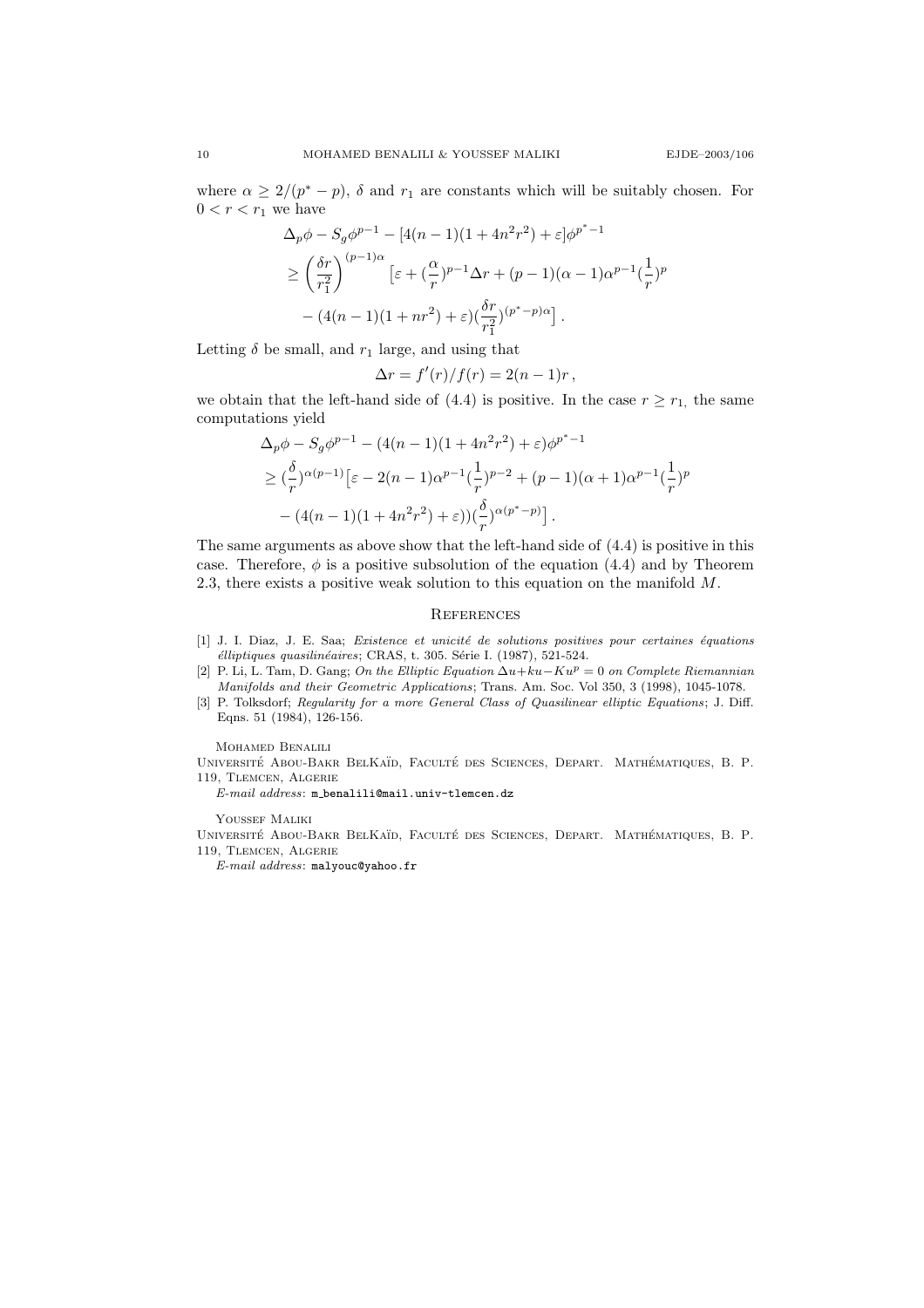where $\alpha \geq 2/(p^* - p)$, $\delta$ and $r_1$ are constants which will be suitably chosen. For $0 < r < r_1$ we have

$$
\begin{aligned}
&\Delta_p \phi - S_g \phi^{p-1} - [4(n-1)(1+4n^2r^2)+\varepsilon]\phi^{p^*-1} \\
&\geq \left(\frac{\delta r}{r_1^2}\right)^{(p-1)\alpha} \big[\varepsilon + (\frac{\alpha}{r})^{p-1}\Delta r + (p-1)(\alpha-1)\alpha^{p-1}(\frac{1}{r})^p \\
&\quad - (4(n-1)(1+nr^2)+\varepsilon)(\frac{\delta r}{r_1^2})^{(p^*-p)\alpha}\big] .
\end{aligned}
$$

Letting $\delta$ be small, and $r_1$ large, and using that

$$
\Delta r = f'(r)/f(r) = 2(n-1)r ,
$$

we obtain that the left-hand side of (4.4) is positive. In the case $r \geq r_1$, the same computations yield

$$
\begin{aligned}
&\Delta_p \phi - S_g \phi^{p-1} - (4(n-1)(1+4n^2r^2)+\varepsilon)\phi^{p^*-1} \\
&\geq (\frac{\delta}{r})^{\alpha(p-1)}\big[\varepsilon - 2(n-1)\alpha^{p-1}(\frac{1}{r})^{p-2} + (p-1)(\alpha+1)\alpha^{p-1}(\frac{1}{r})^p \\
&\quad - (4(n-1)(1+4n^2r^2)+\varepsilon))(\frac{\delta}{r})^{\alpha(p^*-p)}\big] .
\end{aligned}
$$

The same arguments as above show that the left-hand side of (4.4) is positive in this case. Therefore, $\phi$ is a positive subsolution of the equation (4.4) and by Theorem 2.3, there exists a positive weak solution to this equation on the manifold $M$.

## References

[1] J. I. Diaz, J. E. Saa; *Existence et unicité de solutions positives pour certaines équations élliptiques quasilinéaires*; CRAS, t. 305. Série I. (1987), 521-524.

[2] P. Li, L. Tam, D. Gang; *On the Elliptic Equation $\Delta u + ku - Ku^p = 0$ on Complete Riemannian Manifolds and their Geometric Applications*; Trans. Am. Soc. Vol 350, 3 (1998), 1045-1078.

[3] P. Tolksdorf; *Regularity for a more General Class of Quasilinear elliptic Equations*; J. Diff. Eqns. 51 (1984), 126-156.

Mohamed Benalili
Université Abou-Bakr BelKaïd, Faculté des Sciences, Depart. Mathématiques, B. P. 119, Tlemcen, Algerie
*E-mail address*: m_benalili@mail.univ-tlemcen.dz

Youssef Maliki
Université Abou-Bakr BelKaïd, Faculté des Sciences, Depart. Mathématiques, B. P. 119, Tlemcen, Algerie
*E-mail address*: malyouc@yahoo.fr